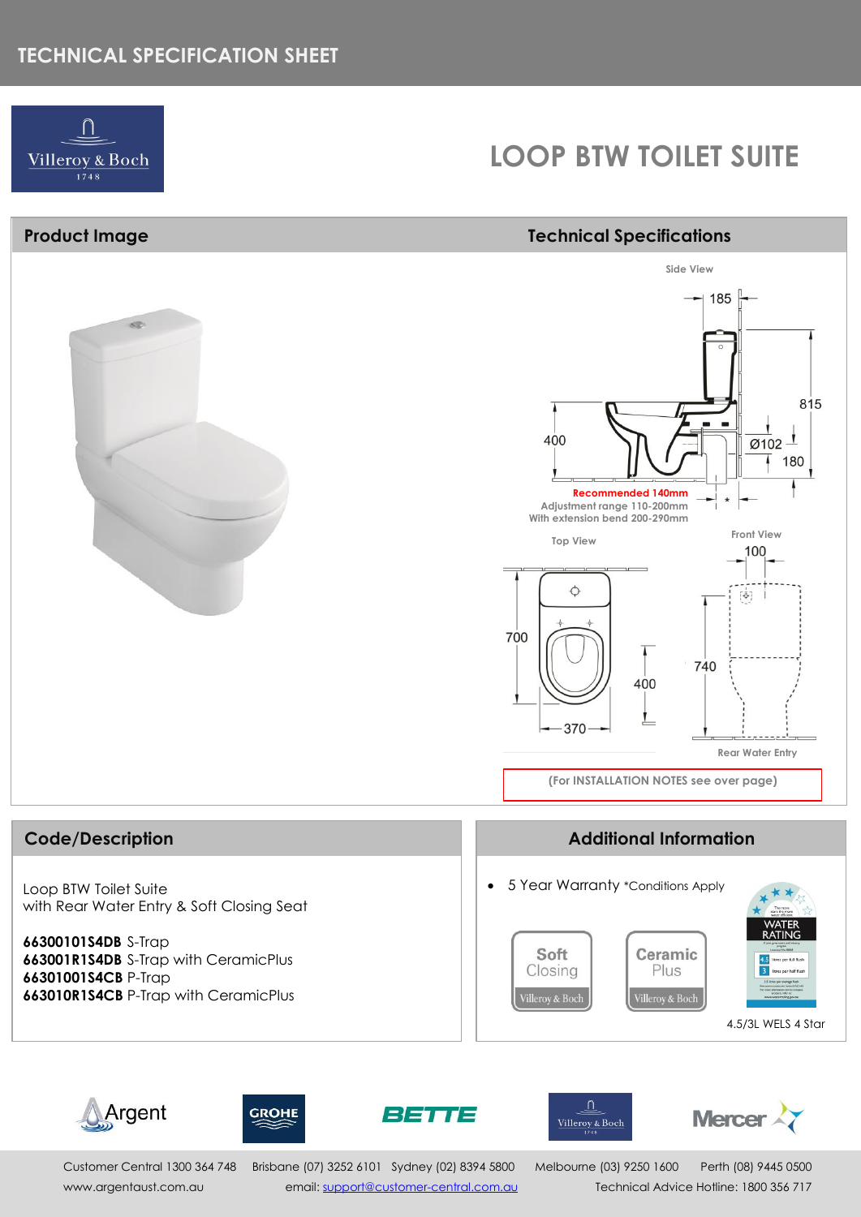TECHNICAL SPECIFICATION SHEET

# LOOP BTW TOILET SUITE

## Product Image

## Technical Specifications

Side View

185

815

400

Ø102

180

**Recommended 140mm**
Adjustment range 110-200mm
With extension bend 200-290mm

Top View

700

400

370

Front View

100

740

Rear Water Entry

(For INSTALLATION NOTES see over page)

## Code/Description

Loop BTW Toilet Suite
with Rear Water Entry & Soft Closing Seat

**66300101S4DB** S-Trap
**663001R1S4DB** S-Trap with CeramicPlus
**66301001S4CB** P-Trap
**663010R1S4CB** P-Trap with CeramicPlus

## Additional Information

- 5 Year Warranty *Conditions Apply

Soft Closing

Ceramic Plus

4.5/3L WELS 4 Star

Customer Central 1300 364 748   Brisbane (07) 3252 6101   Sydney (02) 8394 5800   Melbourne (03) 9250 1600   Perth (08) 9445 0500
www.argentaust.com.au   email: support@customer-central.com.au   Technical Advice Hotline: 1800 356 717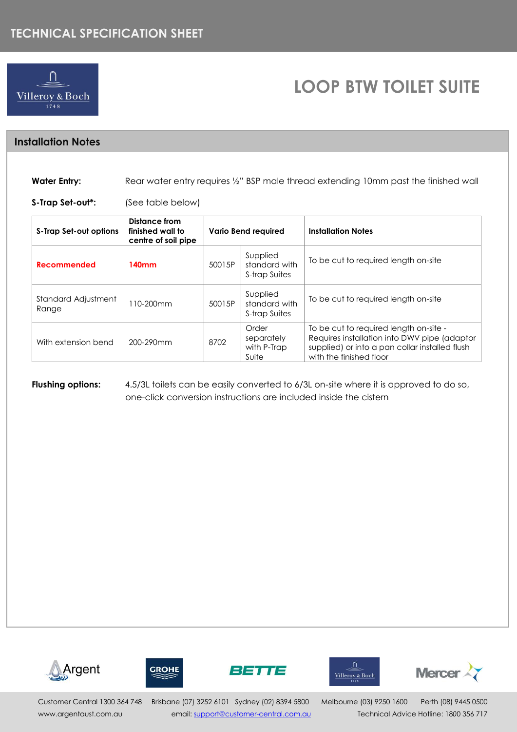# TECHNICAL SPECIFICATION SHEET

# LOOP BTW TOILET SUITE

## Installation Notes

**Water Entry:** Rear water entry requires ½" BSP male thread extending 10mm past the finished wall

**S-Trap Set-out*:** (See table below)

| S-Trap Set-out options | Distance from finished wall to centre of soil pipe | Vario Bend required | | Installation Notes |
|---|---|---|---|---|
| **Recommended** | **140mm** | 50015P | Supplied standard with S-trap Suites | To be cut to required length on-site |
| Standard Adjustment Range | 110-200mm | 50015P | Supplied standard with S-trap Suites | To be cut to required length on-site |
| With extension bend | 200-290mm | 8702 | Order separately with P-Trap Suite | To be cut to required length on-site - Requires installation into DWV pipe (adaptor supplied) or into a pan collar installed flush with the finished floor |

**Flushing options:** 4.5/3L toilets can be easily converted to 6/3L on-site where it is approved to do so, one-click conversion instructions are included inside the cistern

Customer Central 1300 364 748 Brisbane (07) 3252 6101 Sydney (02) 8394 5800 Melbourne (03) 9250 1600 Perth (08) 9445 0500
www.argentaust.com.au email: support@customer-central.com.au Technical Advice Hotline: 1800 356 717